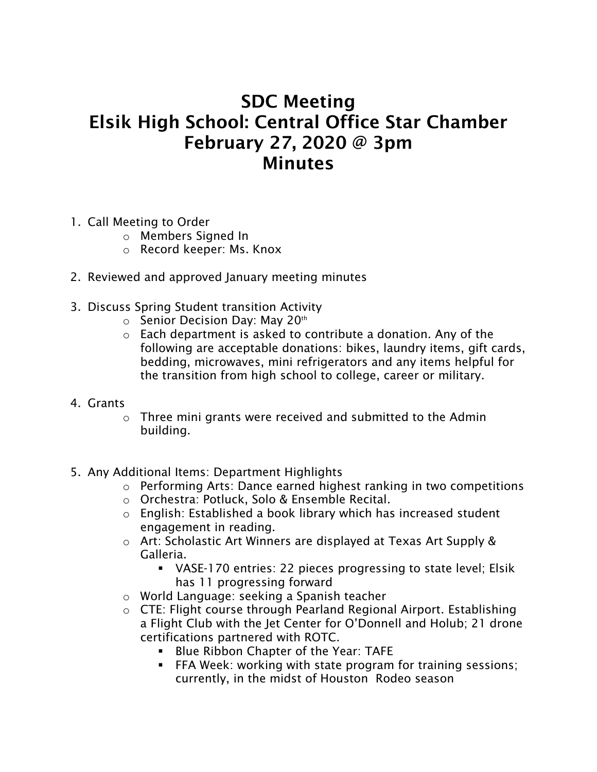# SDC Meeting
# Elsik High School: Central Office Star Chamber
# February 27, 2020 @ 3pm
# Minutes

1. Call Meeting to Order
   - Members Signed In
   - Record keeper: Ms. Knox

2. Reviewed and approved January meeting minutes

3. Discuss Spring Student transition Activity
   - Senior Decision Day: May 20th
   - Each department is asked to contribute a donation. Any of the following are acceptable donations: bikes, laundry items, gift cards, bedding, microwaves, mini refrigerators and any items helpful for the transition from high school to college, career or military.

4. Grants
   - Three mini grants were received and submitted to the Admin building.

5. Any Additional Items: Department Highlights
   - Performing Arts: Dance earned highest ranking in two competitions
   - Orchestra: Potluck, Solo & Ensemble Recital.
   - English: Established a book library which has increased student engagement in reading.
   - Art: Scholastic Art Winners are displayed at Texas Art Supply & Galleria.
     - VASE-170 entries: 22 pieces progressing to state level; Elsik has 11 progressing forward
   - World Language: seeking a Spanish teacher
   - CTE: Flight course through Pearland Regional Airport. Establishing a Flight Club with the Jet Center for O'Donnell and Holub; 21 drone certifications partnered with ROTC.
     - Blue Ribbon Chapter of the Year: TAFE
     - FFA Week: working with state program for training sessions; currently, in the midst of Houston Rodeo season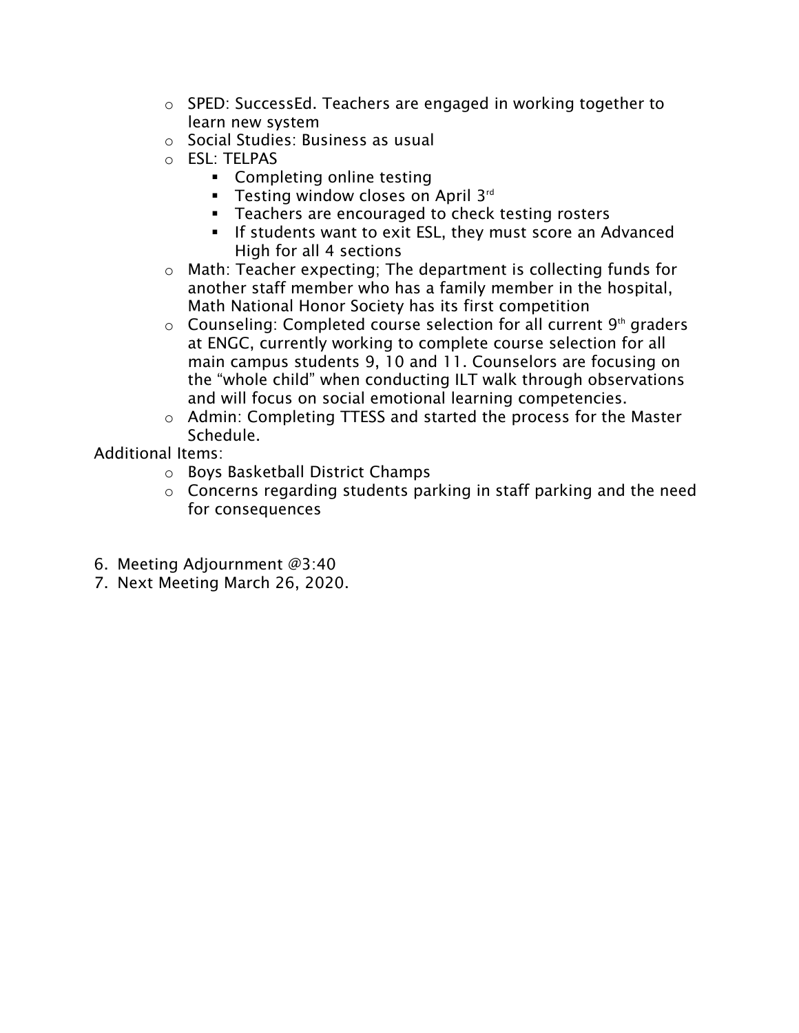- SPED: SuccessEd. Teachers are engaged in working together to learn new system
- Social Studies: Business as usual
- ESL: TELPAS
  - Completing online testing
  - Testing window closes on April 3rd
  - Teachers are encouraged to check testing rosters
  - If students want to exit ESL, they must score an Advanced High for all 4 sections
- Math: Teacher expecting; The department is collecting funds for another staff member who has a family member in the hospital, Math National Honor Society has its first competition
- Counseling: Completed course selection for all current 9th graders at ENGC, currently working to complete course selection for all main campus students 9, 10 and 11. Counselors are focusing on the "whole child" when conducting ILT walk through observations and will focus on social emotional learning competencies.
- Admin: Completing TTESS and started the process for the Master Schedule.

Additional Items:

- Boys Basketball District Champs
- Concerns regarding students parking in staff parking and the need for consequences

6. Meeting Adjournment @3:40
7. Next Meeting March 26, 2020.